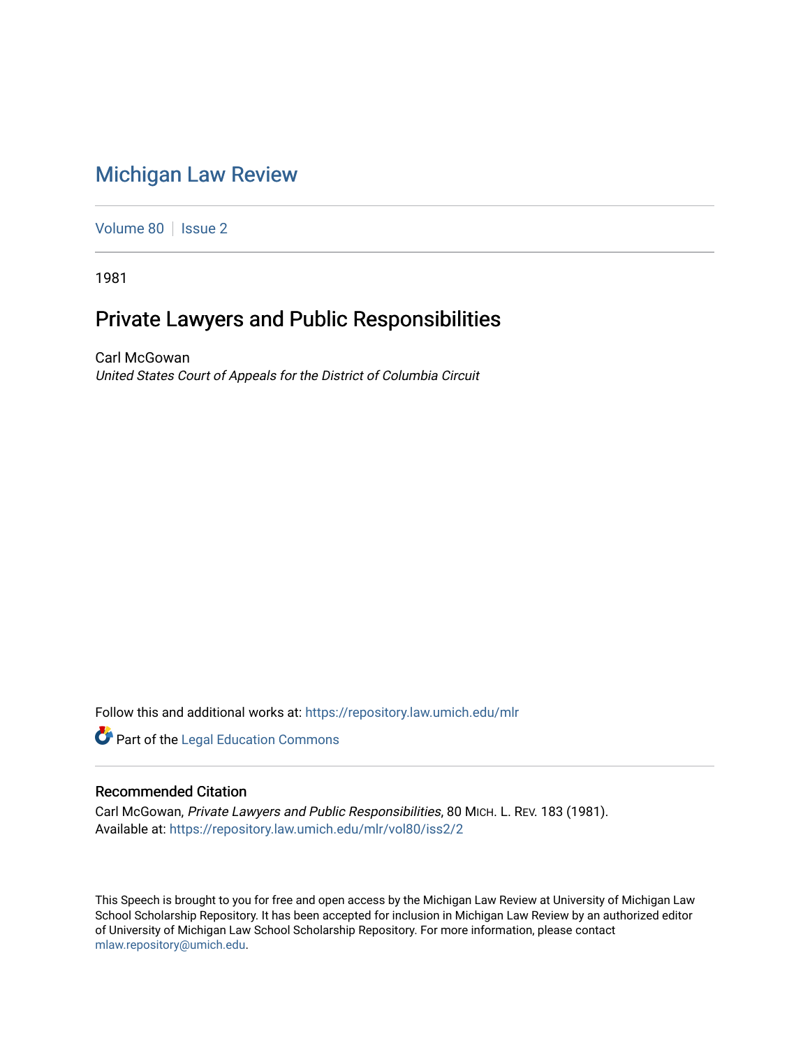# Michigan Law Review

Volume 80 | Issue 2

1981

## Private Lawyers and Public Responsibilities

Carl McGowan
*United States Court of Appeals for the District of Columbia Circuit*

Follow this and additional works at: https://repository.law.umich.edu/mlr

Part of the Legal Education Commons

### Recommended Citation

Carl McGowan, *Private Lawyers and Public Responsibilities*, 80 MICH. L. REV. 183 (1981).
Available at: https://repository.law.umich.edu/mlr/vol80/iss2/2

This Speech is brought to you for free and open access by the Michigan Law Review at University of Michigan Law School Scholarship Repository. It has been accepted for inclusion in Michigan Law Review by an authorized editor of University of Michigan Law School Scholarship Repository. For more information, please contact mlaw.repository@umich.edu.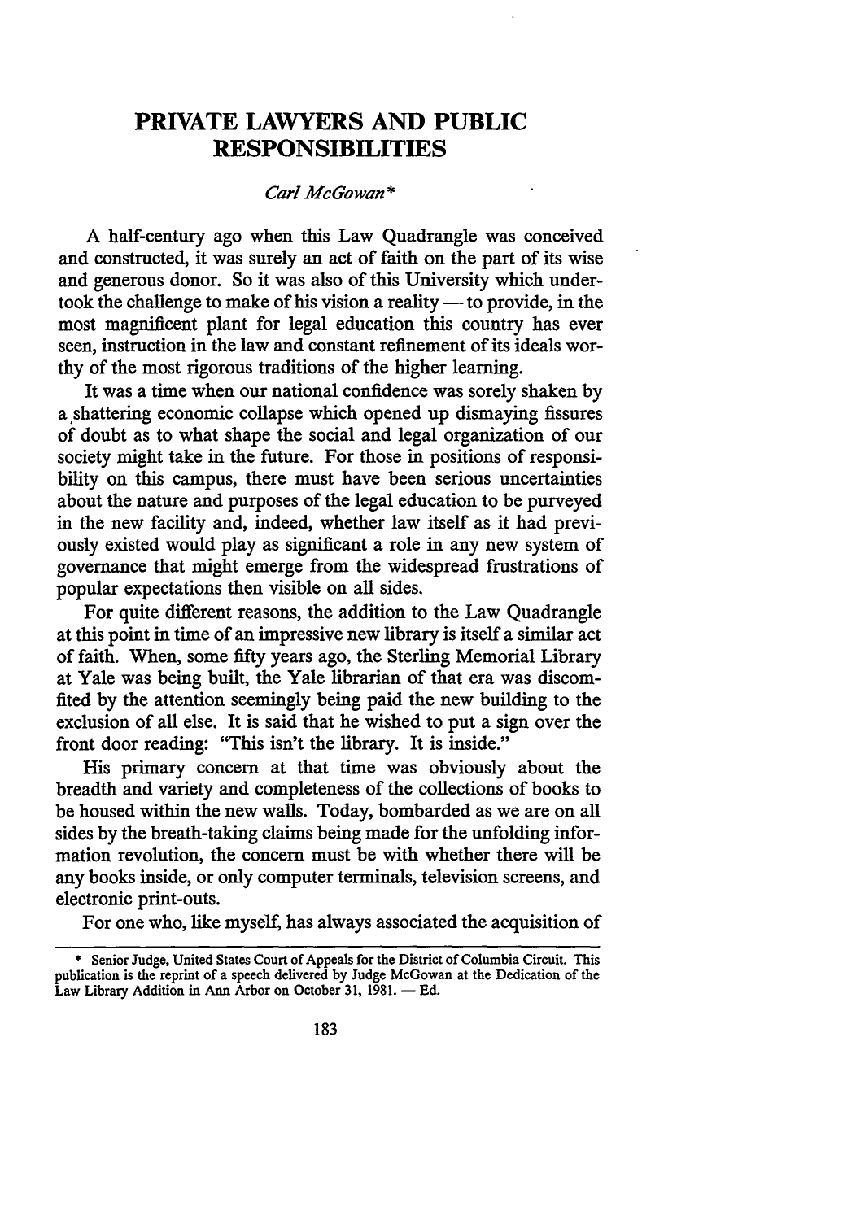# PRIVATE LAWYERS AND PUBLIC RESPONSIBILITIES

*Carl McGowan**

A half-century ago when this Law Quadrangle was conceived and constructed, it was surely an act of faith on the part of its wise and generous donor. So it was also of this University which undertook the challenge to make of his vision a reality — to provide, in the most magnificent plant for legal education this country has ever seen, instruction in the law and constant refinement of its ideals worthy of the most rigorous traditions of the higher learning.

It was a time when our national confidence was sorely shaken by a shattering economic collapse which opened up dismaying fissures of doubt as to what shape the social and legal organization of our society might take in the future. For those in positions of responsibility on this campus, there must have been serious uncertainties about the nature and purposes of the legal education to be purveyed in the new facility and, indeed, whether law itself as it had previously existed would play as significant a role in any new system of governance that might emerge from the widespread frustrations of popular expectations then visible on all sides.

For quite different reasons, the addition to the Law Quadrangle at this point in time of an impressive new library is itself a similar act of faith. When, some fifty years ago, the Sterling Memorial Library at Yale was being built, the Yale librarian of that era was discomfited by the attention seemingly being paid the new building to the exclusion of all else. It is said that he wished to put a sign over the front door reading: "This isn't the library. It is inside."

His primary concern at that time was obviously about the breadth and variety and completeness of the collections of books to be housed within the new walls. Today, bombarded as we are on all sides by the breath-taking claims being made for the unfolding information revolution, the concern must be with whether there will be any books inside, or only computer terminals, television screens, and electronic print-outs.

For one who, like myself, has always associated the acquisition of

---

\* Senior Judge, United States Court of Appeals for the District of Columbia Circuit. This publication is the reprint of a speech delivered by Judge McGowan at the Dedication of the Law Library Addition in Ann Arbor on October 31, 1981. — Ed.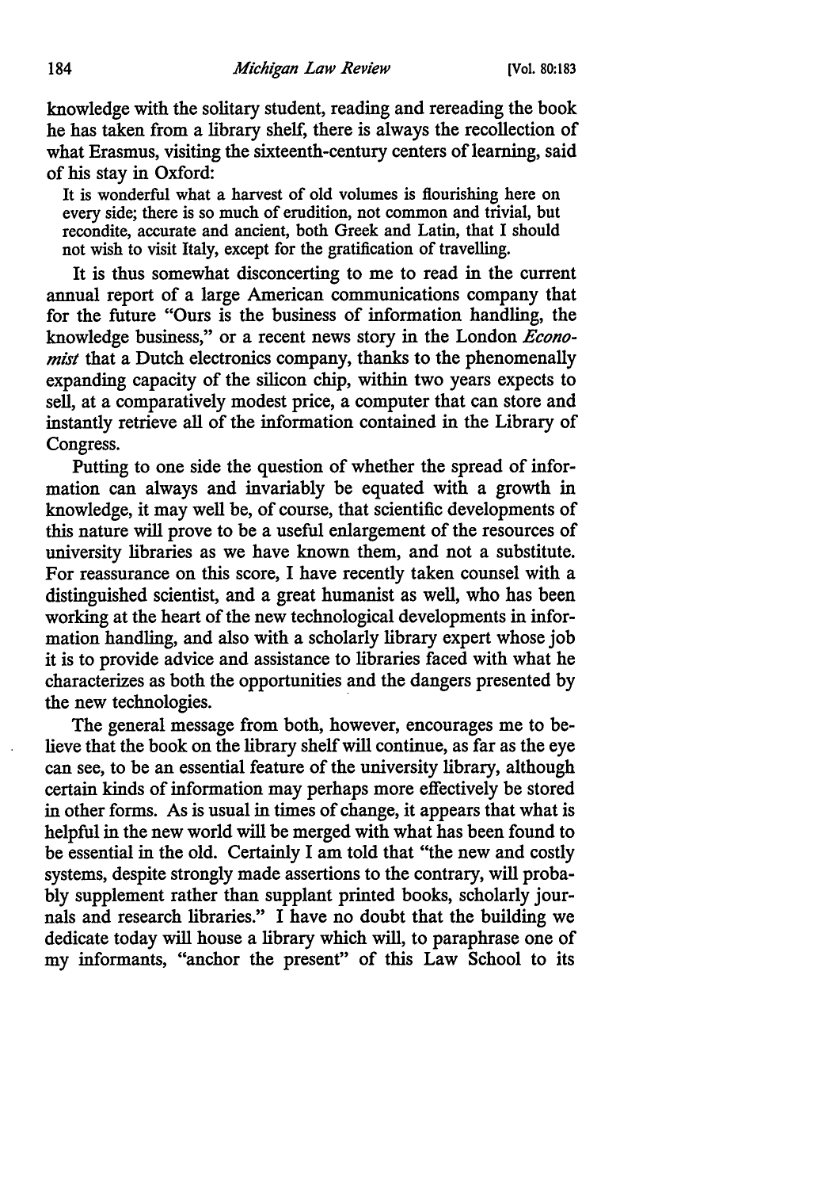knowledge with the solitary student, reading and rereading the book he has taken from a library shelf, there is always the recollection of what Erasmus, visiting the sixteenth-century centers of learning, said of his stay in Oxford:

> It is wonderful what a harvest of old volumes is flourishing here on every side; there is so much of erudition, not common and trivial, but recondite, accurate and ancient, both Greek and Latin, that I should not wish to visit Italy, except for the gratification of travelling.

It is thus somewhat disconcerting to me to read in the current annual report of a large American communications company that for the future "Ours is the business of information handling, the knowledge business," or a recent news story in the London *Economist* that a Dutch electronics company, thanks to the phenomenally expanding capacity of the silicon chip, within two years expects to sell, at a comparatively modest price, a computer that can store and instantly retrieve all of the information contained in the Library of Congress.

Putting to one side the question of whether the spread of information can always and invariably be equated with a growth in knowledge, it may well be, of course, that scientific developments of this nature will prove to be a useful enlargement of the resources of university libraries as we have known them, and not a substitute. For reassurance on this score, I have recently taken counsel with a distinguished scientist, and a great humanist as well, who has been working at the heart of the new technological developments in information handling, and also with a scholarly library expert whose job it is to provide advice and assistance to libraries faced with what he characterizes as both the opportunities and the dangers presented by the new technologies.

The general message from both, however, encourages me to believe that the book on the library shelf will continue, as far as the eye can see, to be an essential feature of the university library, although certain kinds of information may perhaps more effectively be stored in other forms. As is usual in times of change, it appears that what is helpful in the new world will be merged with what has been found to be essential in the old. Certainly I am told that "the new and costly systems, despite strongly made assertions to the contrary, will probably supplement rather than supplant printed books, scholarly journals and research libraries." I have no doubt that the building we dedicate today will house a library which will, to paraphrase one of my informants, "anchor the present" of this Law School to its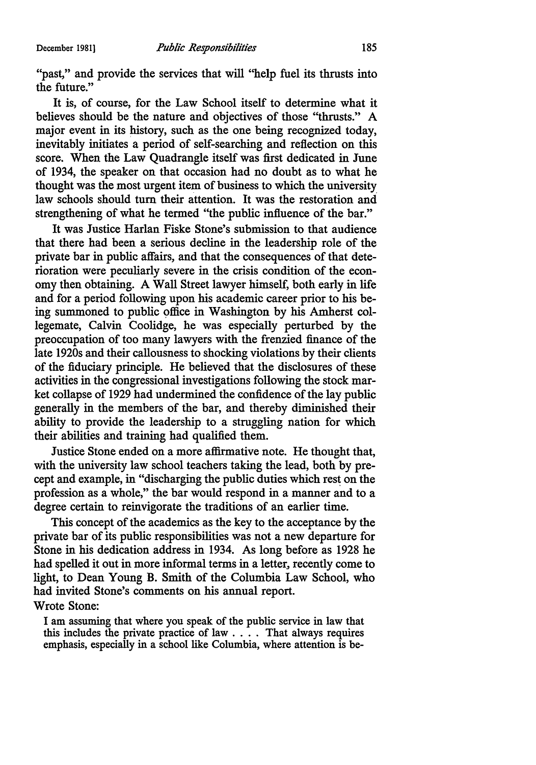"past," and provide the services that will "help fuel its thrusts into the future."

It is, of course, for the Law School itself to determine what it believes should be the nature and objectives of those "thrusts." A major event in its history, such as the one being recognized today, inevitably initiates a period of self-searching and reflection on this score. When the Law Quadrangle itself was first dedicated in June of 1934, the speaker on that occasion had no doubt as to what he thought was the most urgent item of business to which the university law schools should turn their attention. It was the restoration and strengthening of what he termed "the public influence of the bar."

It was Justice Harlan Fiske Stone's submission to that audience that there had been a serious decline in the leadership role of the private bar in public affairs, and that the consequences of that deterioration were peculiarly severe in the crisis condition of the economy then obtaining. A Wall Street lawyer himself, both early in life and for a period following upon his academic career prior to his being summoned to public office in Washington by his Amherst collegemate, Calvin Coolidge, he was especially perturbed by the preoccupation of too many lawyers with the frenzied finance of the late 1920s and their callousness to shocking violations by their clients of the fiduciary principle. He believed that the disclosures of these activities in the congressional investigations following the stock market collapse of 1929 had undermined the confidence of the lay public generally in the members of the bar, and thereby diminished their ability to provide the leadership to a struggling nation for which their abilities and training had qualified them.

Justice Stone ended on a more affirmative note. He thought that, with the university law school teachers taking the lead, both by precept and example, in "discharging the public duties which rest on the profession as a whole," the bar would respond in a manner and to a degree certain to reinvigorate the traditions of an earlier time.

This concept of the academics as the key to the acceptance by the private bar of its public responsibilities was not a new departure for Stone in his dedication address in 1934. As long before as 1928 he had spelled it out in more informal terms in a letter, recently come to light, to Dean Young B. Smith of the Columbia Law School, who had invited Stone's comments on his annual report.

Wrote Stone:

> I am assuming that where you speak of the public service in law that this includes the private practice of law . . . . That always requires emphasis, especially in a school like Columbia, where attention is be-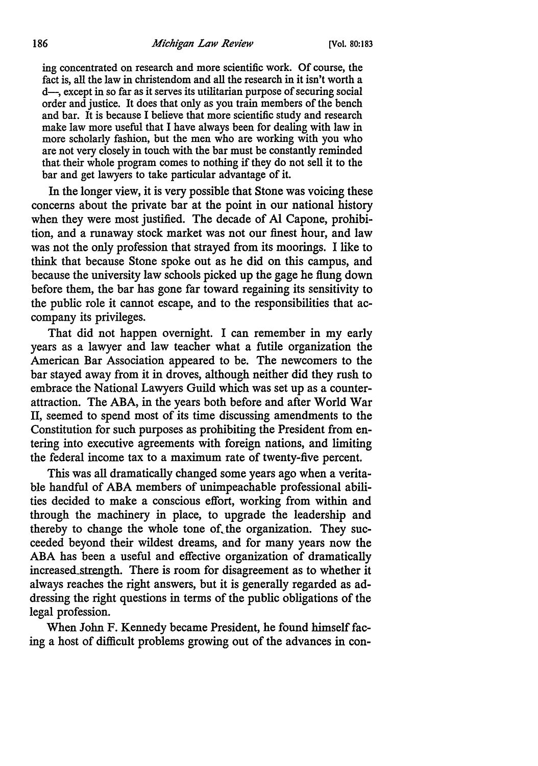> ing concentrated on research and more scientific work. Of course, the fact is, all the law in christendom and all the research in it isn't worth a d—, except in so far as it serves its utilitarian purpose of securing social order and justice. It does that only as you train members of the bench and bar. It is because I believe that more scientific study and research make law more useful that I have always been for dealing with law in more scholarly fashion, but the men who are working with you who are not very closely in touch with the bar must be constantly reminded that their whole program comes to nothing if they do not sell it to the bar and get lawyers to take particular advantage of it.

In the longer view, it is very possible that Stone was voicing these concerns about the private bar at the point in our national history when they were most justified. The decade of Al Capone, prohibition, and a runaway stock market was not our finest hour, and law was not the only profession that strayed from its moorings. I like to think that because Stone spoke out as he did on this campus, and because the university law schools picked up the gage he flung down before them, the bar has gone far toward regaining its sensitivity to the public role it cannot escape, and to the responsibilities that accompany its privileges.

That did not happen overnight. I can remember in my early years as a lawyer and law teacher what a futile organization the American Bar Association appeared to be. The newcomers to the bar stayed away from it in droves, although neither did they rush to embrace the National Lawyers Guild which was set up as a counterattraction. The ABA, in the years both before and after World War II, seemed to spend most of its time discussing amendments to the Constitution for such purposes as prohibiting the President from entering into executive agreements with foreign nations, and limiting the federal income tax to a maximum rate of twenty-five percent.

This was all dramatically changed some years ago when a veritable handful of ABA members of unimpeachable professional abilities decided to make a conscious effort, working from within and through the machinery in place, to upgrade the leadership and thereby to change the whole tone of the organization. They succeeded beyond their wildest dreams, and for many years now the ABA has been a useful and effective organization of dramatically increased strength. There is room for disagreement as to whether it always reaches the right answers, but it is generally regarded as addressing the right questions in terms of the public obligations of the legal profession.

When John F. Kennedy became President, he found himself facing a host of difficult problems growing out of the advances in con-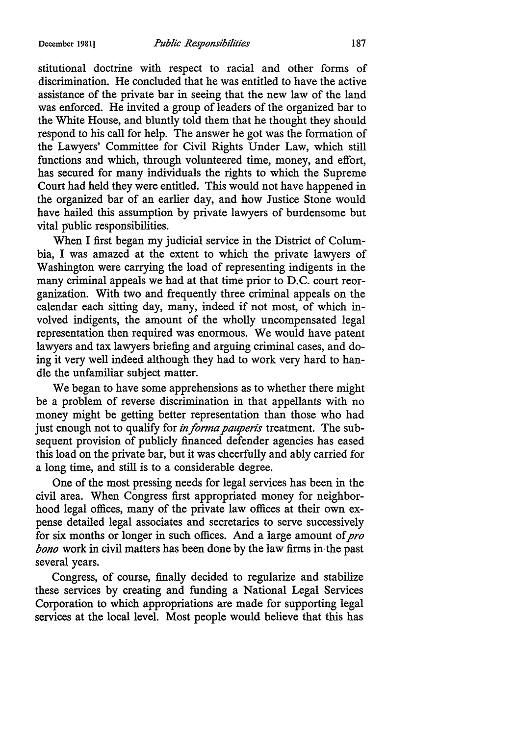stitutional doctrine with respect to racial and other forms of discrimination. He concluded that he was entitled to have the active assistance of the private bar in seeing that the new law of the land was enforced. He invited a group of leaders of the organized bar to the White House, and bluntly told them that he thought they should respond to his call for help. The answer he got was the formation of the Lawyers' Committee for Civil Rights Under Law, which still functions and which, through volunteered time, money, and effort, has secured for many individuals the rights to which the Supreme Court had held they were entitled. This would not have happened in the organized bar of an earlier day, and how Justice Stone would have hailed this assumption by private lawyers of burdensome but vital public responsibilities.

When I first began my judicial service in the District of Columbia, I was amazed at the extent to which the private lawyers of Washington were carrying the load of representing indigents in the many criminal appeals we had at that time prior to D.C. court reorganization. With two and frequently three criminal appeals on the calendar each sitting day, many, indeed if not most, of which involved indigents, the amount of the wholly uncompensated legal representation then required was enormous. We would have patent lawyers and tax lawyers briefing and arguing criminal cases, and doing it very well indeed although they had to work very hard to handle the unfamiliar subject matter.

We began to have some apprehensions as to whether there might be a problem of reverse discrimination in that appellants with no money might be getting better representation than those who had just enough not to qualify for *in forma pauperis* treatment. The subsequent provision of publicly financed defender agencies has eased this load on the private bar, but it was cheerfully and ably carried for a long time, and still is to a considerable degree.

One of the most pressing needs for legal services has been in the civil area. When Congress first appropriated money for neighborhood legal offices, many of the private law offices at their own expense detailed legal associates and secretaries to serve successively for six months or longer in such offices. And a large amount of *pro bono* work in civil matters has been done by the law firms in the past several years.

Congress, of course, finally decided to regularize and stabilize these services by creating and funding a National Legal Services Corporation to which appropriations are made for supporting legal services at the local level. Most people would believe that this has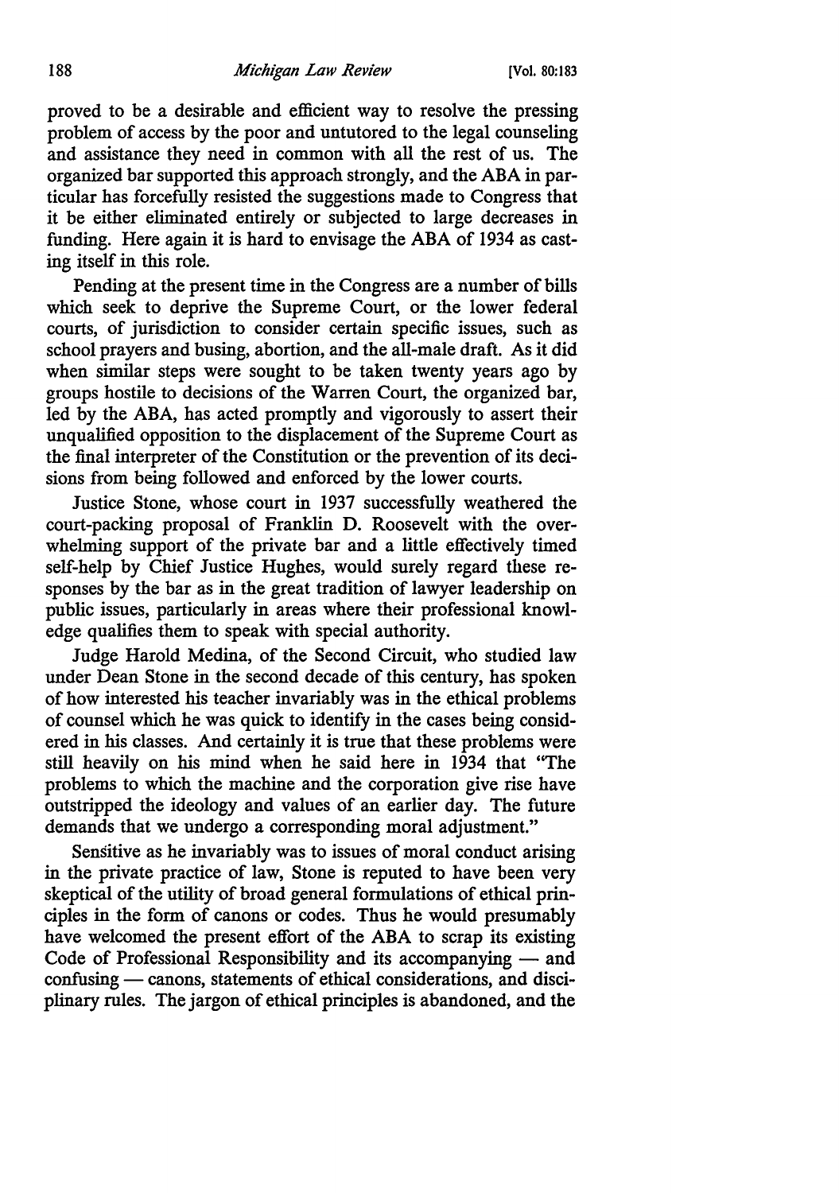proved to be a desirable and efficient way to resolve the pressing problem of access by the poor and untutored to the legal counseling and assistance they need in common with all the rest of us. The organized bar supported this approach strongly, and the ABA in particular has forcefully resisted the suggestions made to Congress that it be either eliminated entirely or subjected to large decreases in funding. Here again it is hard to envisage the ABA of 1934 as casting itself in this role.

Pending at the present time in the Congress are a number of bills which seek to deprive the Supreme Court, or the lower federal courts, of jurisdiction to consider certain specific issues, such as school prayers and busing, abortion, and the all-male draft. As it did when similar steps were sought to be taken twenty years ago by groups hostile to decisions of the Warren Court, the organized bar, led by the ABA, has acted promptly and vigorously to assert their unqualified opposition to the displacement of the Supreme Court as the final interpreter of the Constitution or the prevention of its decisions from being followed and enforced by the lower courts.

Justice Stone, whose court in 1937 successfully weathered the court-packing proposal of Franklin D. Roosevelt with the overwhelming support of the private bar and a little effectively timed self-help by Chief Justice Hughes, would surely regard these responses by the bar as in the great tradition of lawyer leadership on public issues, particularly in areas where their professional knowledge qualifies them to speak with special authority.

Judge Harold Medina, of the Second Circuit, who studied law under Dean Stone in the second decade of this century, has spoken of how interested his teacher invariably was in the ethical problems of counsel which he was quick to identify in the cases being considered in his classes. And certainly it is true that these problems were still heavily on his mind when he said here in 1934 that "The problems to which the machine and the corporation give rise have outstripped the ideology and values of an earlier day. The future demands that we undergo a corresponding moral adjustment."

Sensitive as he invariably was to issues of moral conduct arising in the private practice of law, Stone is reputed to have been very skeptical of the utility of broad general formulations of ethical principles in the form of canons or codes. Thus he would presumably have welcomed the present effort of the ABA to scrap its existing Code of Professional Responsibility and its accompanying — and confusing — canons, statements of ethical considerations, and disciplinary rules. The jargon of ethical principles is abandoned, and the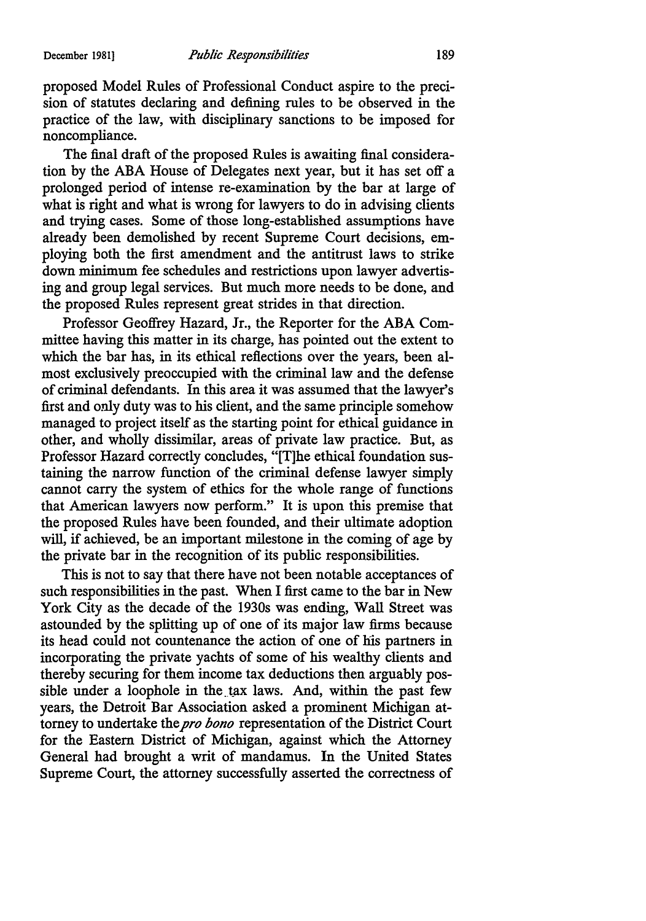proposed Model Rules of Professional Conduct aspire to the precision of statutes declaring and defining rules to be observed in the practice of the law, with disciplinary sanctions to be imposed for noncompliance.

The final draft of the proposed Rules is awaiting final consideration by the ABA House of Delegates next year, but it has set off a prolonged period of intense re-examination by the bar at large of what is right and what is wrong for lawyers to do in advising clients and trying cases. Some of those long-established assumptions have already been demolished by recent Supreme Court decisions, employing both the first amendment and the antitrust laws to strike down minimum fee schedules and restrictions upon lawyer advertising and group legal services. But much more needs to be done, and the proposed Rules represent great strides in that direction.

Professor Geoffrey Hazard, Jr., the Reporter for the ABA Committee having this matter in its charge, has pointed out the extent to which the bar has, in its ethical reflections over the years, been almost exclusively preoccupied with the criminal law and the defense of criminal defendants. In this area it was assumed that the lawyer's first and only duty was to his client, and the same principle somehow managed to project itself as the starting point for ethical guidance in other, and wholly dissimilar, areas of private law practice. But, as Professor Hazard correctly concludes, "[T]he ethical foundation sustaining the narrow function of the criminal defense lawyer simply cannot carry the system of ethics for the whole range of functions that American lawyers now perform." It is upon this premise that the proposed Rules have been founded, and their ultimate adoption will, if achieved, be an important milestone in the coming of age by the private bar in the recognition of its public responsibilities.

This is not to say that there have not been notable acceptances of such responsibilities in the past. When I first came to the bar in New York City as the decade of the 1930s was ending, Wall Street was astounded by the splitting up of one of its major law firms because its head could not countenance the action of one of his partners in incorporating the private yachts of some of his wealthy clients and thereby securing for them income tax deductions then arguably possible under a loophole in the tax laws. And, within the past few years, the Detroit Bar Association asked a prominent Michigan attorney to undertake the *pro bono* representation of the District Court for the Eastern District of Michigan, against which the Attorney General had brought a writ of mandamus. In the United States Supreme Court, the attorney successfully asserted the correctness of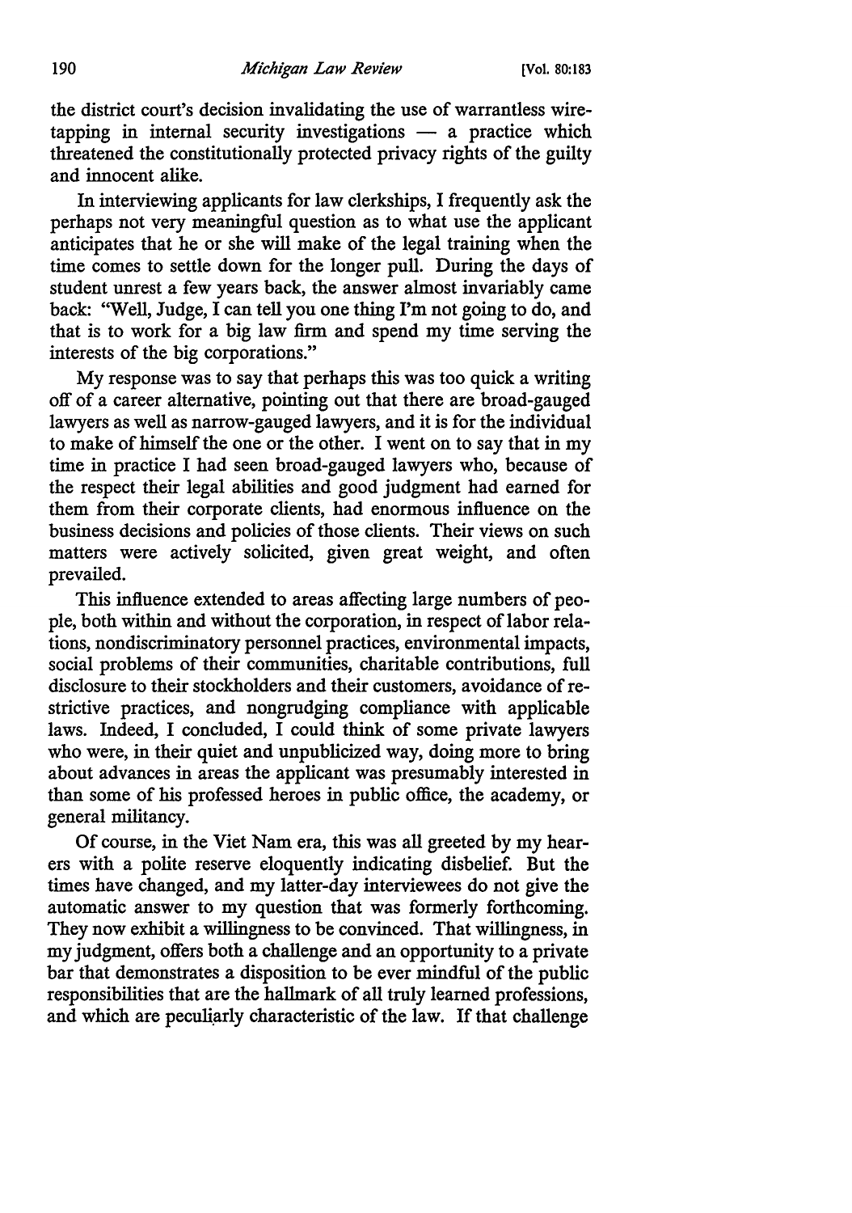the district court's decision invalidating the use of warrantless wiretapping in internal security investigations — a practice which threatened the constitutionally protected privacy rights of the guilty and innocent alike.

In interviewing applicants for law clerkships, I frequently ask the perhaps not very meaningful question as to what use the applicant anticipates that he or she will make of the legal training when the time comes to settle down for the longer pull. During the days of student unrest a few years back, the answer almost invariably came back: "Well, Judge, I can tell you one thing I'm not going to do, and that is to work for a big law firm and spend my time serving the interests of the big corporations."

My response was to say that perhaps this was too quick a writing off of a career alternative, pointing out that there are broad-gauged lawyers as well as narrow-gauged lawyers, and it is for the individual to make of himself the one or the other. I went on to say that in my time in practice I had seen broad-gauged lawyers who, because of the respect their legal abilities and good judgment had earned for them from their corporate clients, had enormous influence on the business decisions and policies of those clients. Their views on such matters were actively solicited, given great weight, and often prevailed.

This influence extended to areas affecting large numbers of people, both within and without the corporation, in respect of labor relations, nondiscriminatory personnel practices, environmental impacts, social problems of their communities, charitable contributions, full disclosure to their stockholders and their customers, avoidance of restrictive practices, and nongrudging compliance with applicable laws. Indeed, I concluded, I could think of some private lawyers who were, in their quiet and unpublicized way, doing more to bring about advances in areas the applicant was presumably interested in than some of his professed heroes in public office, the academy, or general militancy.

Of course, in the Viet Nam era, this was all greeted by my hearers with a polite reserve eloquently indicating disbelief. But the times have changed, and my latter-day interviewees do not give the automatic answer to my question that was formerly forthcoming. They now exhibit a willingness to be convinced. That willingness, in my judgment, offers both a challenge and an opportunity to a private bar that demonstrates a disposition to be ever mindful of the public responsibilities that are the hallmark of all truly learned professions, and which are peculiarly characteristic of the law. If that challenge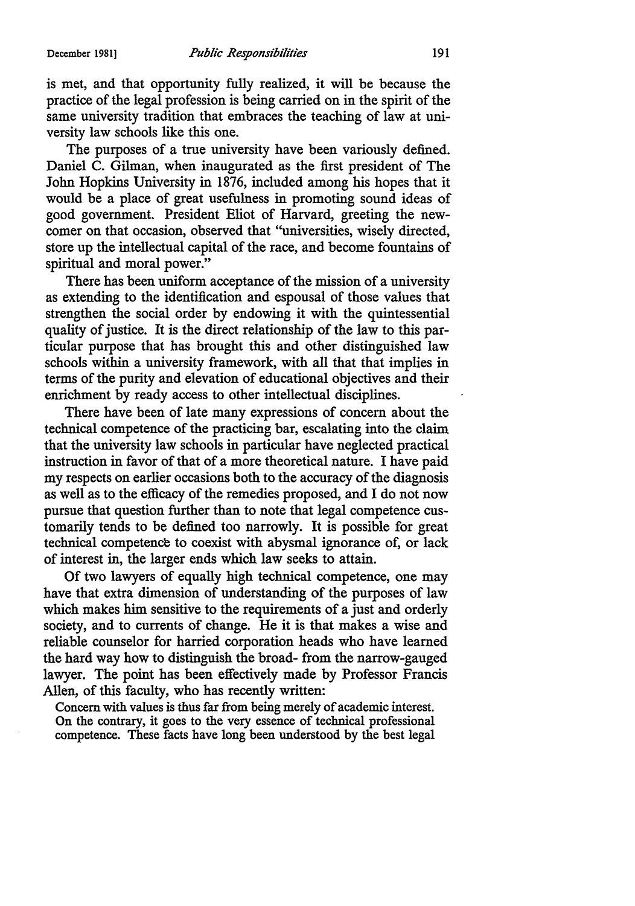is met, and that opportunity fully realized, it will be because the practice of the legal profession is being carried on in the spirit of the same university tradition that embraces the teaching of law at university law schools like this one.

The purposes of a true university have been variously defined. Daniel C. Gilman, when inaugurated as the first president of The John Hopkins University in 1876, included among his hopes that it would be a place of great usefulness in promoting sound ideas of good government. President Eliot of Harvard, greeting the newcomer on that occasion, observed that "universities, wisely directed, store up the intellectual capital of the race, and become fountains of spiritual and moral power."

There has been uniform acceptance of the mission of a university as extending to the identification and espousal of those values that strengthen the social order by endowing it with the quintessential quality of justice. It is the direct relationship of the law to this particular purpose that has brought this and other distinguished law schools within a university framework, with all that that implies in terms of the purity and elevation of educational objectives and their enrichment by ready access to other intellectual disciplines.

There have been of late many expressions of concern about the technical competence of the practicing bar, escalating into the claim that the university law schools in particular have neglected practical instruction in favor of that of a more theoretical nature. I have paid my respects on earlier occasions both to the accuracy of the diagnosis as well as to the efficacy of the remedies proposed, and I do not now pursue that question further than to note that legal competence customarily tends to be defined too narrowly. It is possible for great technical competence to coexist with abysmal ignorance of, or lack of interest in, the larger ends which law seeks to attain.

Of two lawyers of equally high technical competence, one may have that extra dimension of understanding of the purposes of law which makes him sensitive to the requirements of a just and orderly society, and to currents of change. He it is that makes a wise and reliable counselor for harried corporation heads who have learned the hard way how to distinguish the broad- from the narrow-gauged lawyer. The point has been effectively made by Professor Francis Allen, of this faculty, who has recently written:

> Concern with values is thus far from being merely of academic interest. On the contrary, it goes to the very essence of technical professional competence. These facts have long been understood by the best legal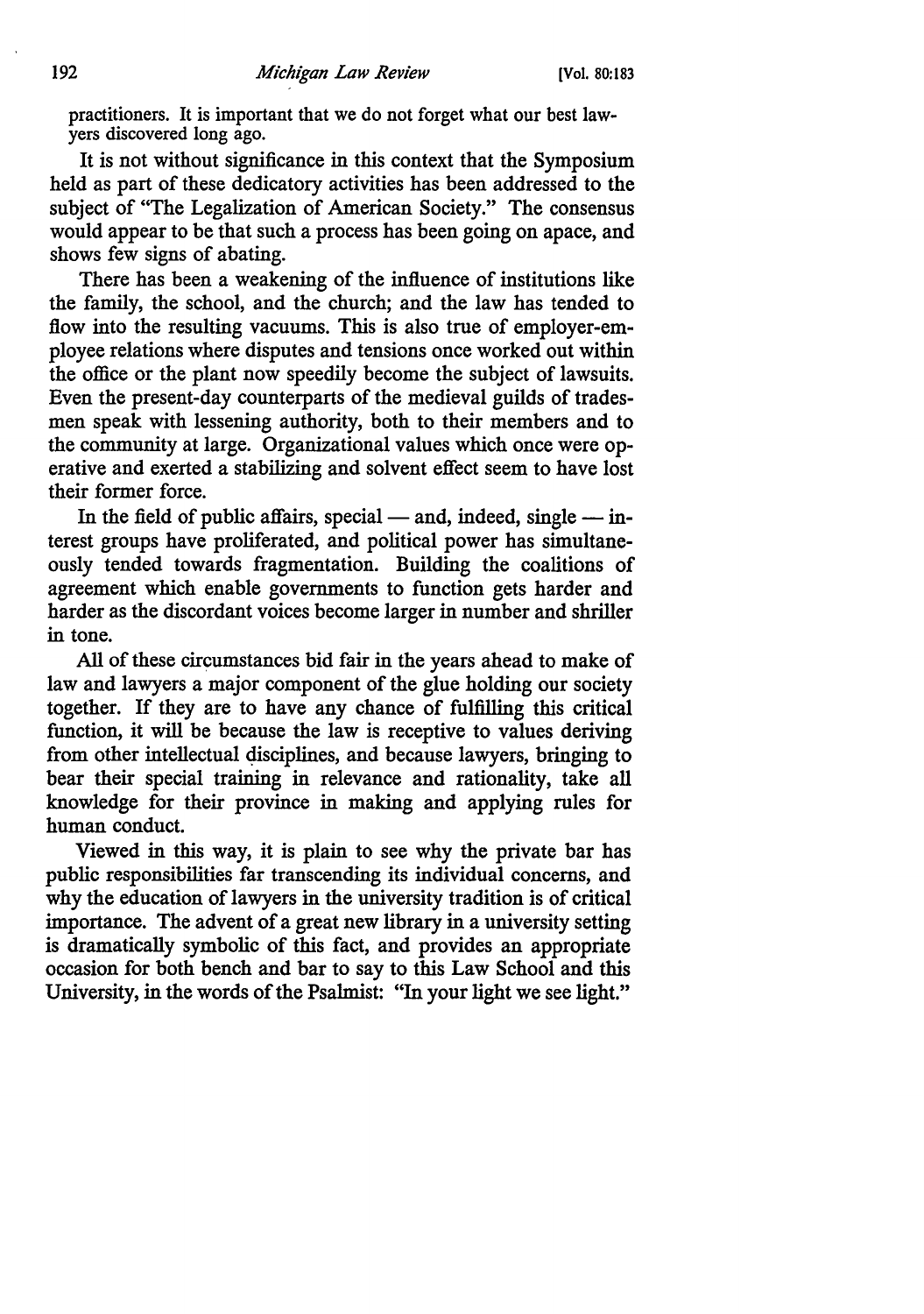practitioners. It is important that we do not forget what our best lawyers discovered long ago.

It is not without significance in this context that the Symposium held as part of these dedicatory activities has been addressed to the subject of "The Legalization of American Society." The consensus would appear to be that such a process has been going on apace, and shows few signs of abating.

There has been a weakening of the influence of institutions like the family, the school, and the church; and the law has tended to flow into the resulting vacuums. This is also true of employer-employee relations where disputes and tensions once worked out within the office or the plant now speedily become the subject of lawsuits. Even the present-day counterparts of the medieval guilds of tradesmen speak with lessening authority, both to their members and to the community at large. Organizational values which once were operative and exerted a stabilizing and solvent effect seem to have lost their former force.

In the field of public affairs, special — and, indeed, single — interest groups have proliferated, and political power has simultaneously tended towards fragmentation. Building the coalitions of agreement which enable governments to function gets harder and harder as the discordant voices become larger in number and shriller in tone.

All of these circumstances bid fair in the years ahead to make of law and lawyers a major component of the glue holding our society together. If they are to have any chance of fulfilling this critical function, it will be because the law is receptive to values deriving from other intellectual disciplines, and because lawyers, bringing to bear their special training in relevance and rationality, take all knowledge for their province in making and applying rules for human conduct.

Viewed in this way, it is plain to see why the private bar has public responsibilities far transcending its individual concerns, and why the education of lawyers in the university tradition is of critical importance. The advent of a great new library in a university setting is dramatically symbolic of this fact, and provides an appropriate occasion for both bench and bar to say to this Law School and this University, in the words of the Psalmist: "In your light we see light."